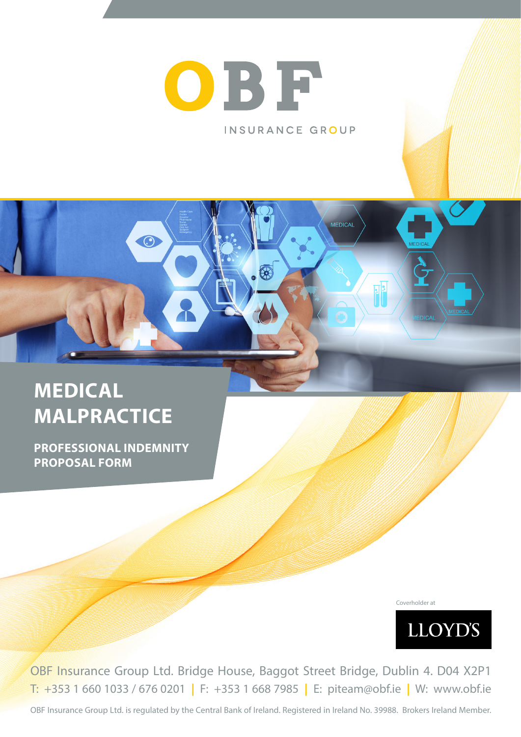OBF

INSURANCE GROUP

# MEDICAL MALPRACTICE

## PROFESSIONAL INDEMNITY PROPOSAL FORM

Coverholder at

LLOYD'S

OBF Insurance Group Ltd. Bridge House, Baggot Street Bridge, Dublin 4. D04 X2P1

T: +353 1 660 1033 / 676 0201 | F: +353 1 668 7985 | E: piteam@obf.ie | W: www.obf.ie

OBF Insurance Group Ltd. is regulated by the Central Bank of Ireland. Registered in Ireland No. 39988. Brokers Ireland Member.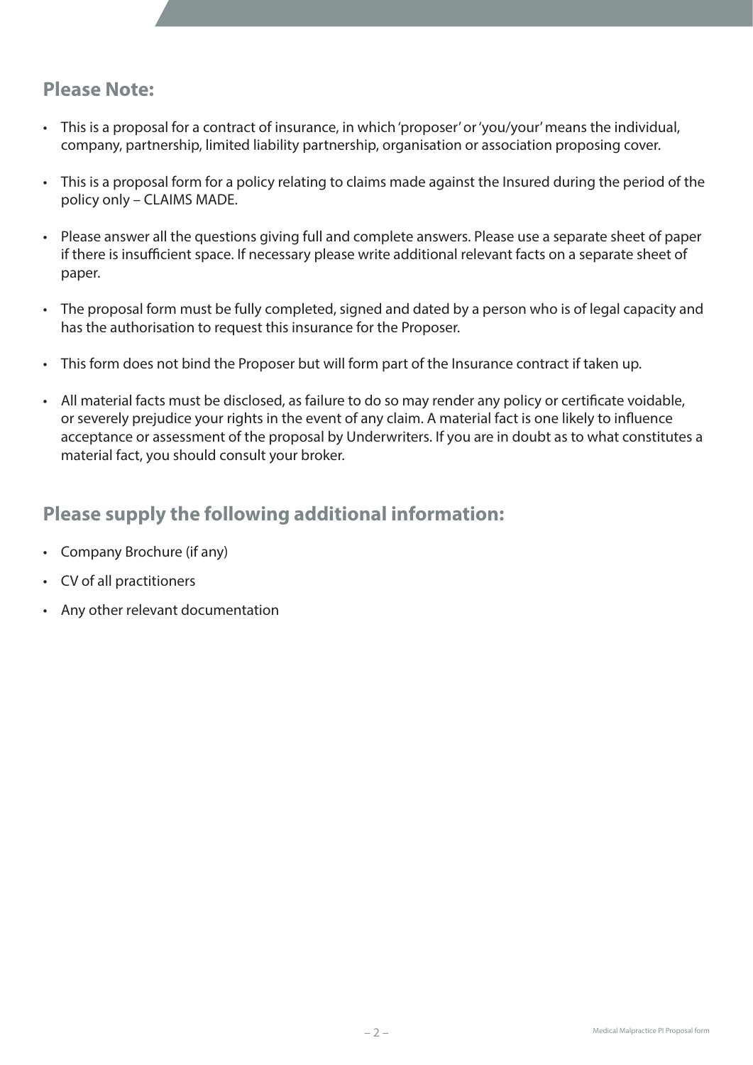## Please Note:

- This is a proposal for a contract of insurance, in which 'proposer' or 'you/your' means the individual, company, partnership, limited liability partnership, organisation or association proposing cover.
- This is a proposal form for a policy relating to claims made against the Insured during the period of the policy only – CLAIMS MADE.
- Please answer all the questions giving full and complete answers. Please use a separate sheet of paper if there is insufficient space. If necessary please write additional relevant facts on a separate sheet of paper.
- The proposal form must be fully completed, signed and dated by a person who is of legal capacity and has the authorisation to request this insurance for the Proposer.
- This form does not bind the Proposer but will form part of the Insurance contract if taken up.
- All material facts must be disclosed, as failure to do so may render any policy or certificate voidable, or severely prejudice your rights in the event of any claim. A material fact is one likely to influence acceptance or assessment of the proposal by Underwriters. If you are in doubt as to what constitutes a material fact, you should consult your broker.

## Please supply the following additional information:

- Company Brochure (if any)
- CV of all practitioners
- Any other relevant documentation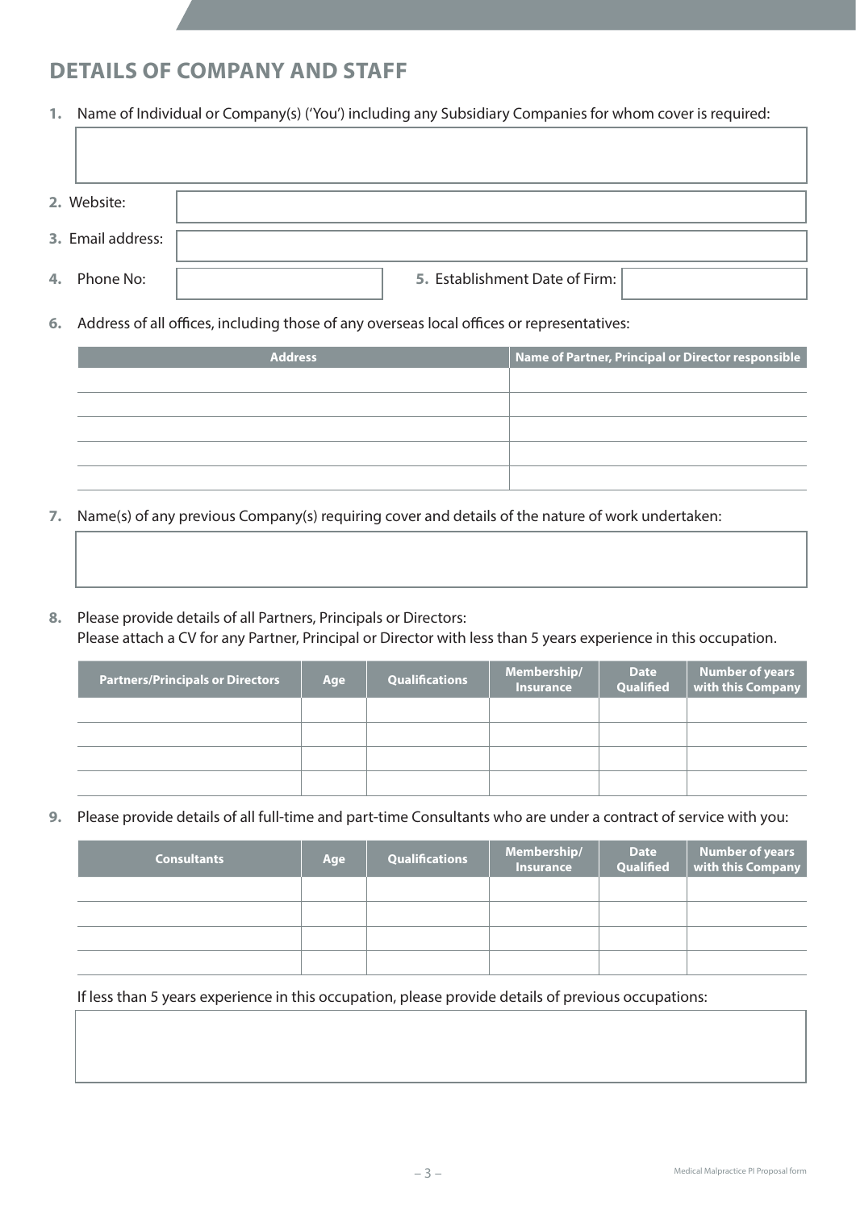## DETAILS OF COMPANY AND STAFF

**1.** Name of Individual or Company(s) ('You') including any Subsidiary Companies for whom cover is required:

**2.** Website:

**3.** Email address:

**4.** Phone No:

**5.** Establishment Date of Firm:

**6.** Address of all offices, including those of any overseas local offices or representatives:

| Address | Name of Partner, Principal or Director responsible |
|---|---|
| | |
| | |
| | |
| | |
| | |

**7.** Name(s) of any previous Company(s) requiring cover and details of the nature of work undertaken:

**8.** Please provide details of all Partners, Principals or Directors:
Please attach a CV for any Partner, Principal or Director with less than 5 years experience in this occupation.

| Partners/Principals or Directors | Age | Qualifications | Membership/ Insurance | Date Qualified | Number of years with this Company |
|---|---|---|---|---|---|
| | | | | | |
| | | | | | |
| | | | | | |
| | | | | | |

**9.** Please provide details of all full-time and part-time Consultants who are under a contract of service with you:

| Consultants | Age | Qualifications | Membership/ Insurance | Date Qualified | Number of years with this Company |
|---|---|---|---|---|---|
| | | | | | |
| | | | | | |
| | | | | | |
| | | | | | |

If less than 5 years experience in this occupation, please provide details of previous occupations: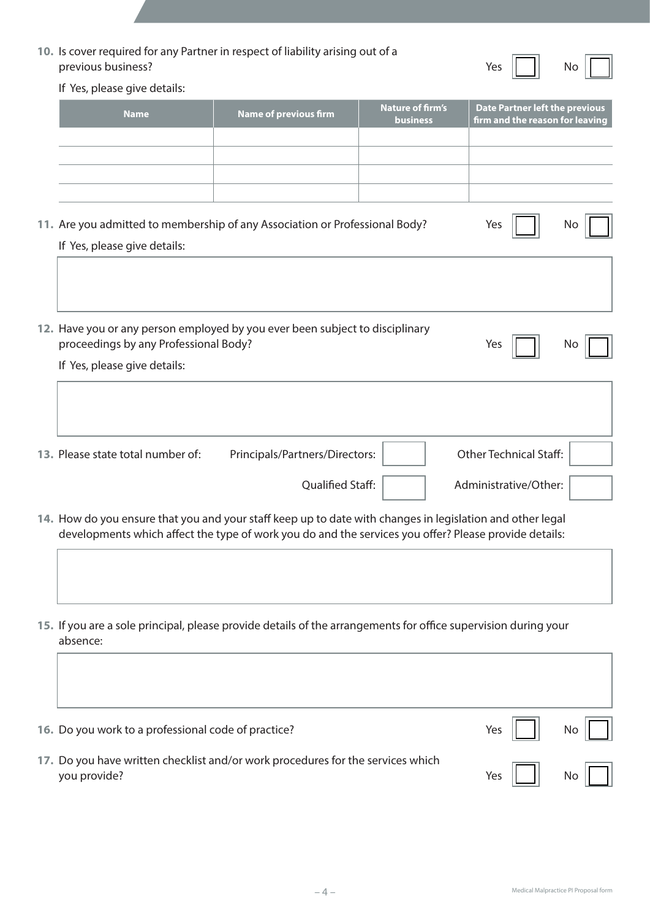10. Is cover required for any Partner in respect of liability arising out of a previous business? Yes ☐ No ☐

If Yes, please give details:

| Name | Name of previous firm | Nature of firm's business | Date Partner left the previous firm and the reason for leaving |
|---|---|---|---|
| | | | |
| | | | |
| | | | |
| | | | |

11. Are you admitted to membership of any Association or Professional Body? Yes ☐ No ☐

If Yes, please give details:

12. Have you or any person employed by you ever been subject to disciplinary proceedings by any Professional Body? Yes ☐ No ☐

If Yes, please give details:

13. Please state total number of:

| | | | |
|---|---|---|---|
| Principals/Partners/Directors: | | Other Technical Staff: | |
| Qualified Staff: | | Administrative/Other: | |

14. How do you ensure that you and your staff keep up to date with changes in legislation and other legal developments which affect the type of work you do and the services you offer? Please provide details:

15. If you are a sole principal, please provide details of the arrangements for office supervision during your absence:

16. Do you work to a professional code of practice? Yes ☐ No ☐

17. Do you have written checklist and/or work procedures for the services which you provide? Yes ☐ No ☐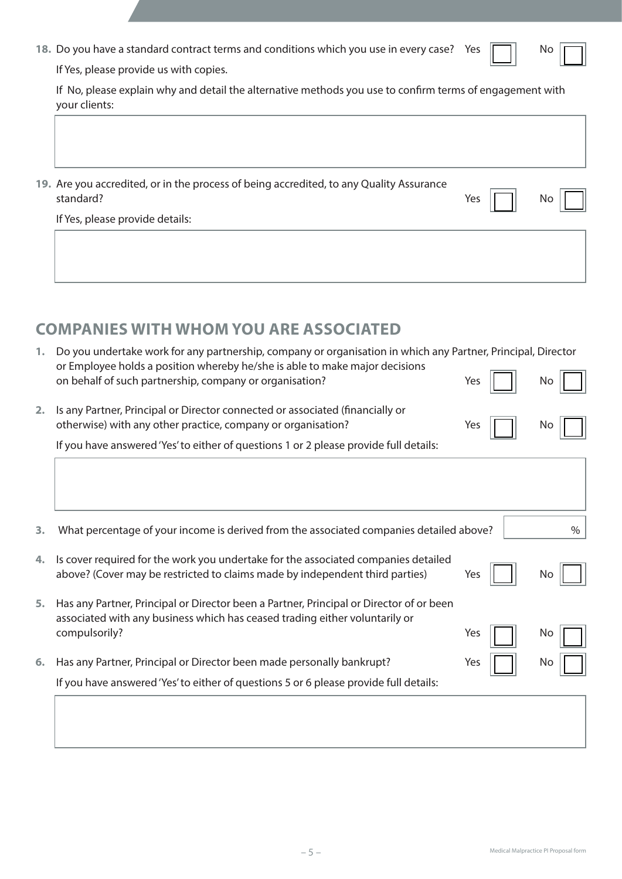18. Do you have a standard contract terms and conditions which you use in every case? Yes ☐ No ☐

If Yes, please provide us with copies.

If No, please explain why and detail the alternative methods you use to confirm terms of engagement with your clients:

19. Are you accredited, or in the process of being accredited, to any Quality Assurance standard? Yes ☐ No ☐

If Yes, please provide details:

## COMPANIES WITH WHOM YOU ARE ASSOCIATED

1. Do you undertake work for any partnership, company or organisation in which any Partner, Principal, Director or Employee holds a position whereby he/she is able to make major decisions on behalf of such partnership, company or organisation? Yes ☐ No ☐

2. Is any Partner, Principal or Director connected or associated (financially or otherwise) with any other practice, company or organisation? Yes ☐ No ☐

If you have answered 'Yes' to either of questions 1 or 2 please provide full details:

3. What percentage of your income is derived from the associated companies detailed above? %

4. Is cover required for the work you undertake for the associated companies detailed above? (Cover may be restricted to claims made by independent third parties) Yes ☐ No ☐

5. Has any Partner, Principal or Director been a Partner, Principal or Director of or been associated with any business which has ceased trading either voluntarily or compulsorily? Yes ☐ No ☐

6. Has any Partner, Principal or Director been made personally bankrupt? Yes ☐ No ☐

If you have answered 'Yes' to either of questions 5 or 6 please provide full details: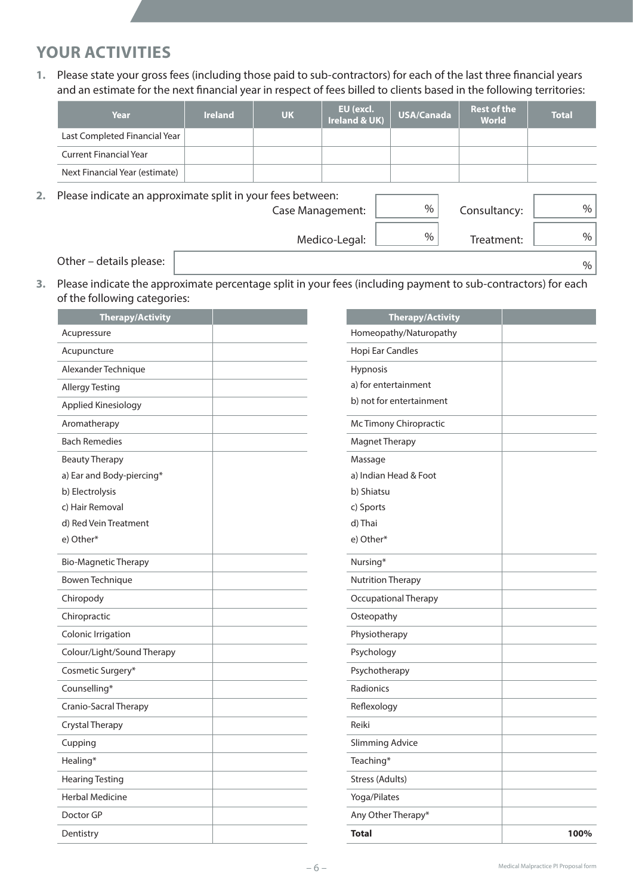## YOUR ACTIVITIES

1. Please state your gross fees (including those paid to sub-contractors) for each of the last three financial years and an estimate for the next financial year in respect of fees billed to clients based in the following territories:

| Year | Ireland | UK | EU (excl. Ireland & UK) | USA/Canada | Rest of the World | Total |
|---|---|---|---|---|---|---|
| Last Completed Financial Year | | | | | | |
| Current Financial Year | | | | | | |
| Next Financial Year (estimate) | | | | | | |

2. Please indicate an approximate split in your fees between:

Case Management: %   Consultancy: %

Medico-Legal: %   Treatment: %

Other – details please: %

3. Please indicate the approximate percentage split in your fees (including payment to sub-contractors) for each of the following categories:

| Therapy/Activity | |
|---|---|
| Acupressure | |
| Acupuncture | |
| Alexander Technique | |
| Allergy Testing | |
| Applied Kinesiology | |
| Aromatherapy | |
| Bach Remedies | |
| Beauty Therapy<br>a) Ear and Body-piercing*<br>b) Electrolysis<br>c) Hair Removal<br>d) Red Vein Treatment<br>e) Other* | |
| Bio-Magnetic Therapy | |
| Bowen Technique | |
| Chiropody | |
| Chiropractic | |
| Colonic Irrigation | |
| Colour/Light/Sound Therapy | |
| Cosmetic Surgery* | |
| Counselling* | |
| Cranio-Sacral Therapy | |
| Crystal Therapy | |
| Cupping | |
| Healing* | |
| Hearing Testing | |
| Herbal Medicine | |
| Doctor GP | |
| Dentistry | |

| Therapy/Activity | |
|---|---|
| Homeopathy/Naturopathy | |
| Hopi Ear Candles | |
| Hypnosis<br>a) for entertainment<br>b) not for entertainment | |
| Mc Timony Chiropractic | |
| Magnet Therapy | |
| Massage<br>a) Indian Head & Foot<br>b) Shiatsu<br>c) Sports<br>d) Thai<br>e) Other* | |
| Nursing* | |
| Nutrition Therapy | |
| Occupational Therapy | |
| Osteopathy | |
| Physiotherapy | |
| Psychology | |
| Psychotherapy | |
| Radionics | |
| Reflexology | |
| Reiki | |
| Slimming Advice | |
| Teaching* | |
| Stress (Adults) | |
| Yoga/Pilates | |
| Any Other Therapy* | |
| **Total** | **100%** |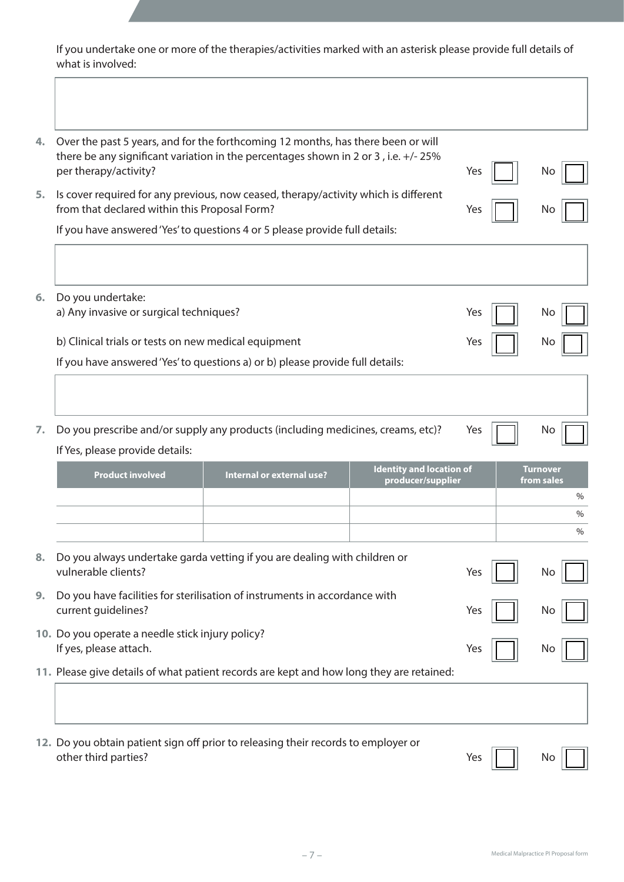If you undertake one or more of the therapies/activities marked with an asterisk please provide full details of what is involved:

4. Over the past 5 years, and for the forthcoming 12 months, has there been or will there be any significant variation in the percentages shown in 2 or 3 , i.e. +/- 25% per therapy/activity? Yes ☐ No ☐

5. Is cover required for any previous, now ceased, therapy/activity which is different from that declared within this Proposal Form? Yes ☐ No ☐

   If you have answered 'Yes' to questions 4 or 5 please provide full details:

6. Do you undertake:
   a) Any invasive or surgical techniques? Yes ☐ No ☐

   b) Clinical trials or tests on new medical equipment Yes ☐ No ☐

   If you have answered 'Yes' to questions a) or b) please provide full details:

7. Do you prescribe and/or supply any products (including medicines, creams, etc)? Yes ☐ No ☐

   If Yes, please provide details:

| Product involved | Internal or external use? | Identity and location of producer/supplier | Turnover from sales |
|---|---|---|---|
| | | | % |
| | | | % |
| | | | % |

8. Do you always undertake garda vetting if you are dealing with children or vulnerable clients? Yes ☐ No ☐

9. Do you have facilities for sterilisation of instruments in accordance with current guidelines? Yes ☐ No ☐

10. Do you operate a needle stick injury policy? If yes, please attach. Yes ☐ No ☐

11. Please give details of what patient records are kept and how long they are retained:

12. Do you obtain patient sign off prior to releasing their records to employer or other third parties? Yes ☐ No ☐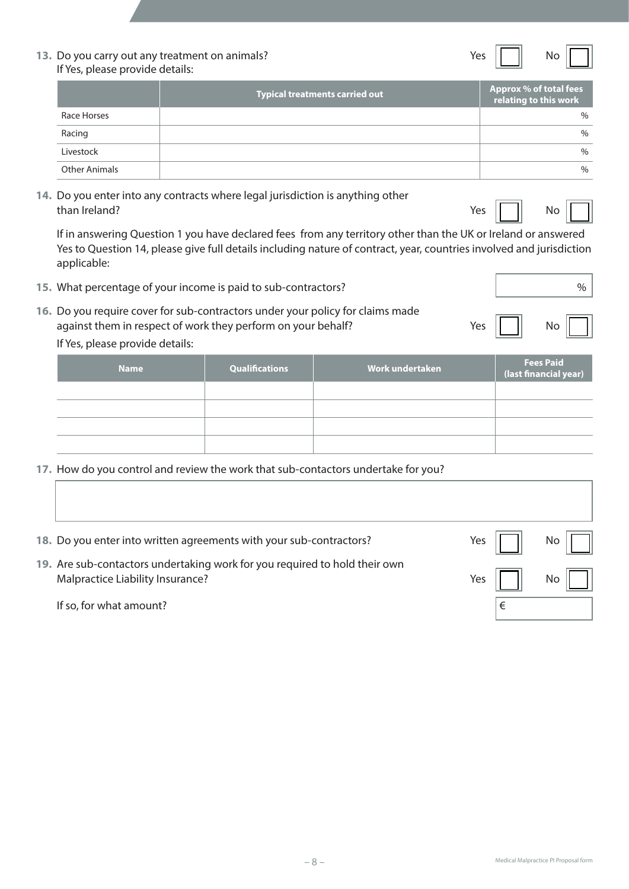**13.** Do you carry out any treatment on animals? Yes ☐ No ☐
If Yes, please provide details:

| | Typical treatments carried out | Approx % of total fees relating to this work |
|---|---|---|
| Race Horses | | % |
| Racing | | % |
| Livestock | | % |
| Other Animals | | % |

**14.** Do you enter into any contracts where legal jurisdiction is anything other than Ireland? Yes ☐ No ☐

If in answering Question 1 you have declared fees from any territory other than the UK or Ireland or answered Yes to Question 14, please give full details including nature of contract, year, countries involved and jurisdiction applicable:

**15.** What percentage of your income is paid to sub-contractors? %

**16.** Do you require cover for sub-contractors under your policy for claims made against them in respect of work they perform on your behalf? Yes ☐ No ☐
If Yes, please provide details:

| Name | Qualifications | Work undertaken | Fees Paid (last financial year) |
|---|---|---|---|
| | | | |
| | | | |
| | | | |
| | | | |

**17.** How do you control and review the work that sub-contactors undertake for you?

**18.** Do you enter into written agreements with your sub-contractors? Yes ☐ No ☐

**19.** Are sub-contactors undertaking work for you required to hold their own Malpractice Liability Insurance? Yes ☐ No ☐

If so, for what amount? €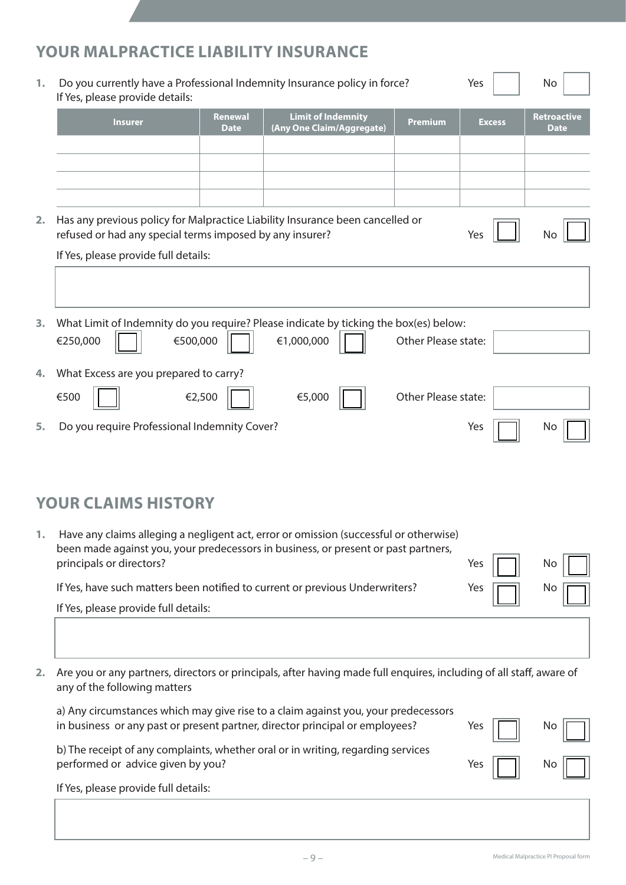## YOUR MALPRACTICE LIABILITY INSURANCE

1. Do you currently have a Professional Indemnity Insurance policy in force? Yes ☐ No ☐
   If Yes, please provide details:

| Insurer | Renewal Date | Limit of Indemnity (Any One Claim/Aggregate) | Premium | Excess | Retroactive Date |
|---|---|---|---|---|---|
| | | | | | |
| | | | | | |
| | | | | | |
| | | | | | |

2. Has any previous policy for Malpractice Liability Insurance been cancelled or refused or had any special terms imposed by any insurer? Yes ☐ No ☐

   If Yes, please provide full details:

3. What Limit of Indemnity do you require? Please indicate by ticking the box(es) below:
   €250,000 ☐ €500,000 ☐ €1,000,000 ☐ Other Please state:

4. What Excess are you prepared to carry?
   €500 ☐ €2,500 ☐ €5,000 ☐ Other Please state:

5. Do you require Professional Indemnity Cover? Yes ☐ No ☐

## YOUR CLAIMS HISTORY

1. Have any claims alleging a negligent act, error or omission (successful or otherwise) been made against you, your predecessors in business, or present or past partners, principals or directors? Yes ☐ No ☐

   If Yes, have such matters been notified to current or previous Underwriters? Yes ☐ No ☐

   If Yes, please provide full details:

2. Are you or any partners, directors or principals, after having made full enquires, including of all staff, aware of any of the following matters

   a) Any circumstances which may give rise to a claim against you, your predecessors in business or any past or present partner, director principal or employees? Yes ☐ No ☐

   b) The receipt of any complaints, whether oral or in writing, regarding services performed or advice given by you? Yes ☐ No ☐

   If Yes, please provide full details: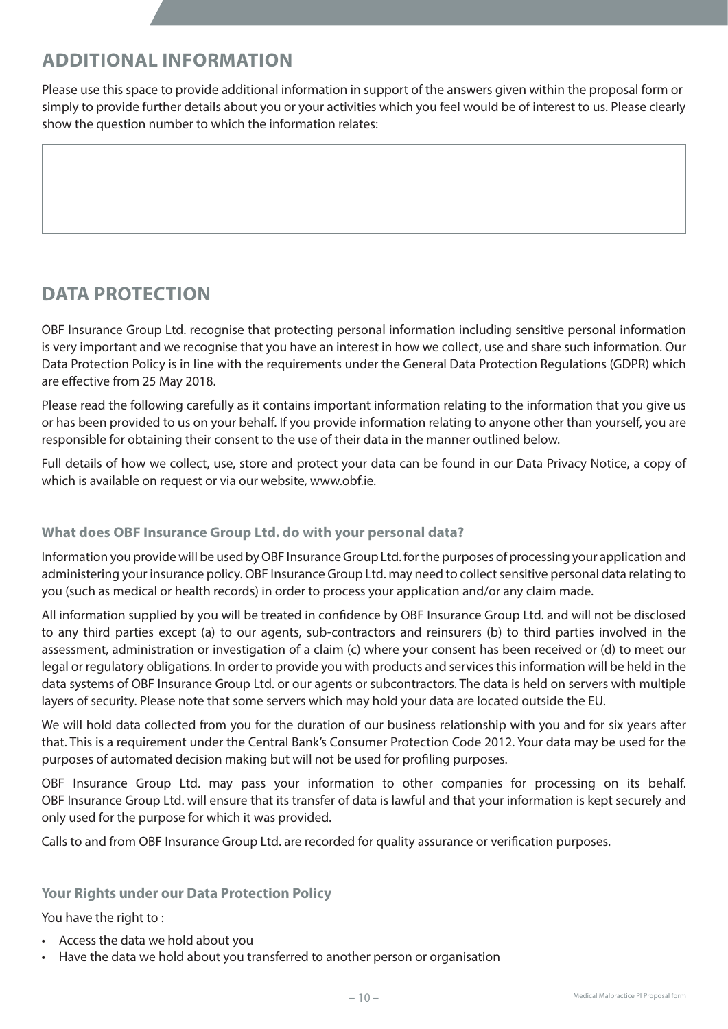## ADDITIONAL INFORMATION

Please use this space to provide additional information in support of the answers given within the proposal form or simply to provide further details about you or your activities which you feel would be of interest to us. Please clearly show the question number to which the information relates:

## DATA PROTECTION

OBF Insurance Group Ltd. recognise that protecting personal information including sensitive personal information is very important and we recognise that you have an interest in how we collect, use and share such information. Our Data Protection Policy is in line with the requirements under the General Data Protection Regulations (GDPR) which are effective from 25 May 2018.

Please read the following carefully as it contains important information relating to the information that you give us or has been provided to us on your behalf. If you provide information relating to anyone other than yourself, you are responsible for obtaining their consent to the use of their data in the manner outlined below.

Full details of how we collect, use, store and protect your data can be found in our Data Privacy Notice, a copy of which is available on request or via our website, www.obf.ie.

### What does OBF Insurance Group Ltd. do with your personal data?

Information you provide will be used by OBF Insurance Group Ltd. for the purposes of processing your application and administering your insurance policy. OBF Insurance Group Ltd. may need to collect sensitive personal data relating to you (such as medical or health records) in order to process your application and/or any claim made.

All information supplied by you will be treated in confidence by OBF Insurance Group Ltd. and will not be disclosed to any third parties except (a) to our agents, sub-contractors and reinsurers (b) to third parties involved in the assessment, administration or investigation of a claim (c) where your consent has been received or (d) to meet our legal or regulatory obligations. In order to provide you with products and services this information will be held in the data systems of OBF Insurance Group Ltd. or our agents or subcontractors. The data is held on servers with multiple layers of security. Please note that some servers which may hold your data are located outside the EU.

We will hold data collected from you for the duration of our business relationship with you and for six years after that. This is a requirement under the Central Bank's Consumer Protection Code 2012. Your data may be used for the purposes of automated decision making but will not be used for profiling purposes.

OBF Insurance Group Ltd. may pass your information to other companies for processing on its behalf. OBF Insurance Group Ltd. will ensure that its transfer of data is lawful and that your information is kept securely and only used for the purpose for which it was provided.

Calls to and from OBF Insurance Group Ltd. are recorded for quality assurance or verification purposes.

### Your Rights under our Data Protection Policy

You have the right to :

- Access the data we hold about you
- Have the data we hold about you transferred to another person or organisation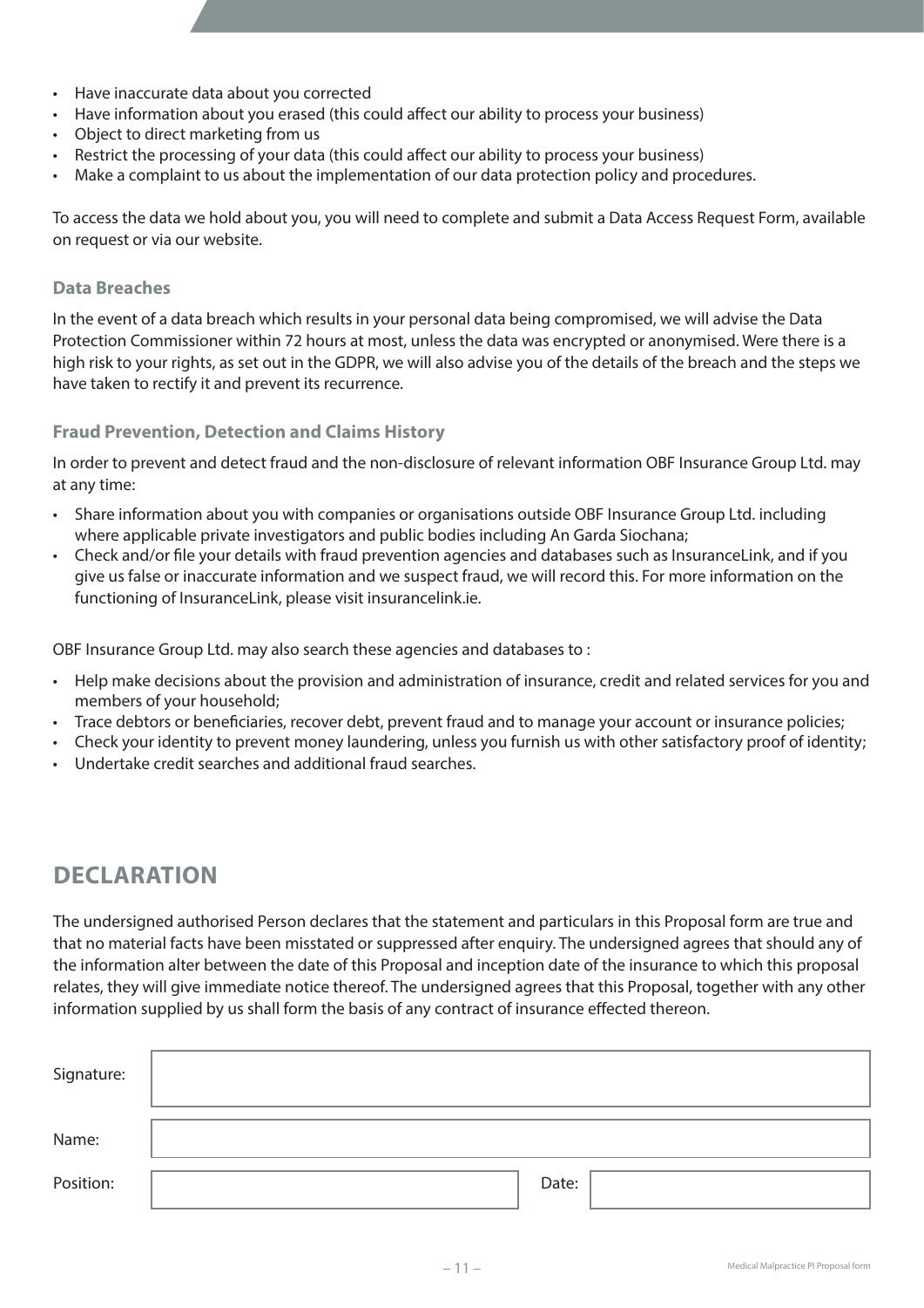- Have inaccurate data about you corrected
- Have information about you erased (this could affect our ability to process your business)
- Object to direct marketing from us
- Restrict the processing of your data (this could affect our ability to process your business)
- Make a complaint to us about the implementation of our data protection policy and procedures.

To access the data we hold about you, you will need to complete and submit a Data Access Request Form, available on request or via our website.

### Data Breaches

In the event of a data breach which results in your personal data being compromised, we will advise the Data Protection Commissioner within 72 hours at most, unless the data was encrypted or anonymised. Were there is a high risk to your rights, as set out in the GDPR, we will also advise you of the details of the breach and the steps we have taken to rectify it and prevent its recurrence.

### Fraud Prevention, Detection and Claims History

In order to prevent and detect fraud and the non-disclosure of relevant information OBF Insurance Group Ltd. may at any time:

- Share information about you with companies or organisations outside OBF Insurance Group Ltd. including where applicable private investigators and public bodies including An Garda Siochana;
- Check and/or file your details with fraud prevention agencies and databases such as InsuranceLink, and if you give us false or inaccurate information and we suspect fraud, we will record this. For more information on the functioning of InsuranceLink, please visit insurancelink.ie.

OBF Insurance Group Ltd. may also search these agencies and databases to :

- Help make decisions about the provision and administration of insurance, credit and related services for you and members of your household;
- Trace debtors or beneficiaries, recover debt, prevent fraud and to manage your account or insurance policies;
- Check your identity to prevent money laundering, unless you furnish us with other satisfactory proof of identity;
- Undertake credit searches and additional fraud searches.

## DECLARATION

The undersigned authorised Person declares that the statement and particulars in this Proposal form are true and that no material facts have been misstated or suppressed after enquiry. The undersigned agrees that should any of the information alter between the date of this Proposal and inception date of the insurance to which this proposal relates, they will give immediate notice thereof. The undersigned agrees that this Proposal, together with any other information supplied by us shall form the basis of any contract of insurance effected thereon.

Signature:

Name:

Position: Date: